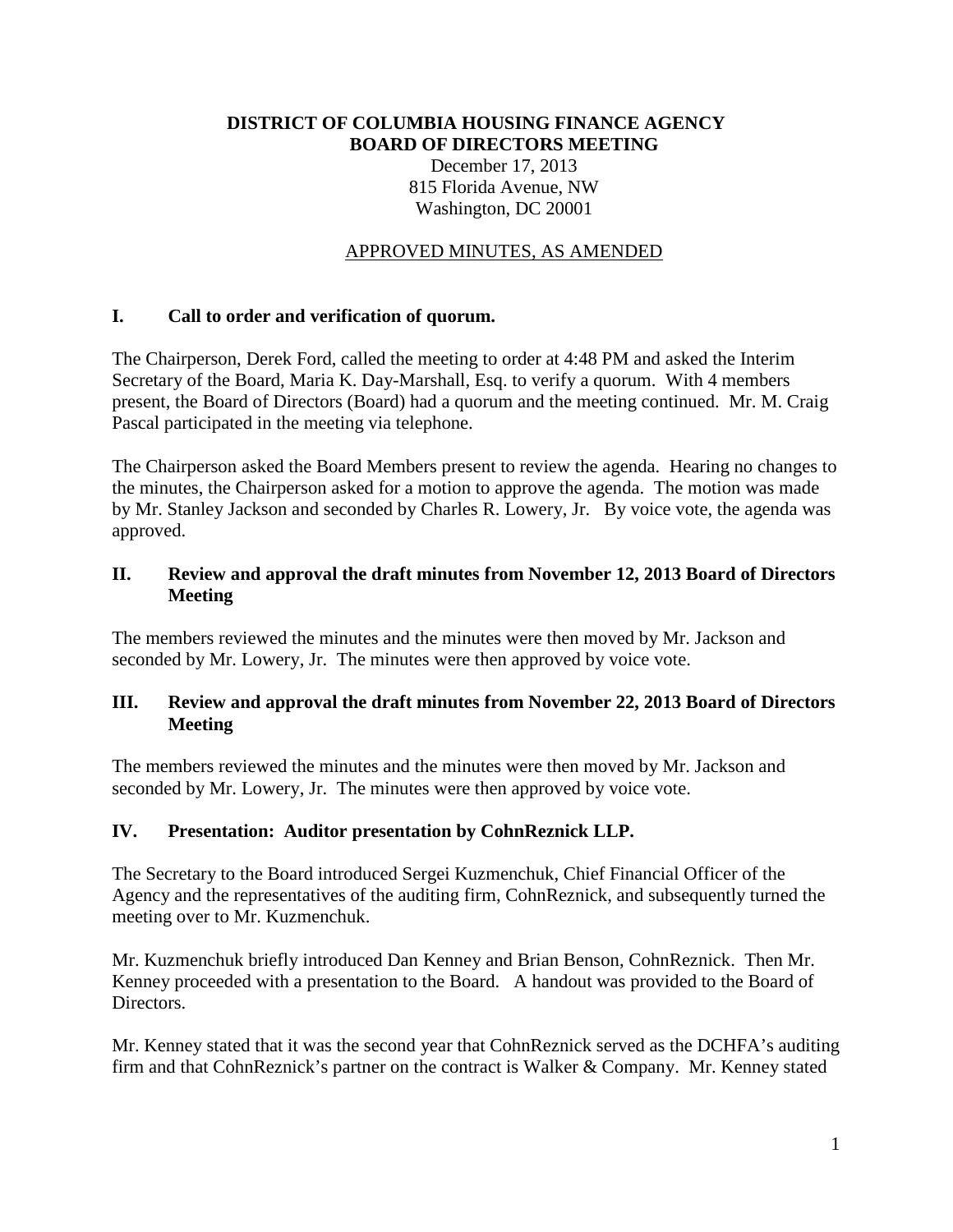**DISTRICT OF COLUMBIA HOUSING FINANCE AGENCY**
**BOARD OF DIRECTORS MEETING**

December 17, 2013
815 Florida Avenue, NW
Washington, DC 20001

APPROVED MINUTES, AS AMENDED

## I. Call to order and verification of quorum.

The Chairperson, Derek Ford, called the meeting to order at 4:48 PM and asked the Interim Secretary of the Board, Maria K. Day-Marshall, Esq. to verify a quorum. With 4 members present, the Board of Directors (Board) had a quorum and the meeting continued. Mr. M. Craig Pascal participated in the meeting via telephone.

The Chairperson asked the Board Members present to review the agenda. Hearing no changes to the minutes, the Chairperson asked for a motion to approve the agenda. The motion was made by Mr. Stanley Jackson and seconded by Charles R. Lowery, Jr. By voice vote, the agenda was approved.

## II. Review and approval the draft minutes from November 12, 2013 Board of Directors Meeting

The members reviewed the minutes and the minutes were then moved by Mr. Jackson and seconded by Mr. Lowery, Jr. The minutes were then approved by voice vote.

## III. Review and approval the draft minutes from November 22, 2013 Board of Directors Meeting

The members reviewed the minutes and the minutes were then moved by Mr. Jackson and seconded by Mr. Lowery, Jr. The minutes were then approved by voice vote.

## IV. Presentation: Auditor presentation by CohnReznick LLP.

The Secretary to the Board introduced Sergei Kuzmenchuk, Chief Financial Officer of the Agency and the representatives of the auditing firm, CohnReznick, and subsequently turned the meeting over to Mr. Kuzmenchuk.

Mr. Kuzmenchuk briefly introduced Dan Kenney and Brian Benson, CohnReznick. Then Mr. Kenney proceeded with a presentation to the Board. A handout was provided to the Board of Directors.

Mr. Kenney stated that it was the second year that CohnReznick served as the DCHFA's auditing firm and that CohnReznick's partner on the contract is Walker & Company. Mr. Kenney stated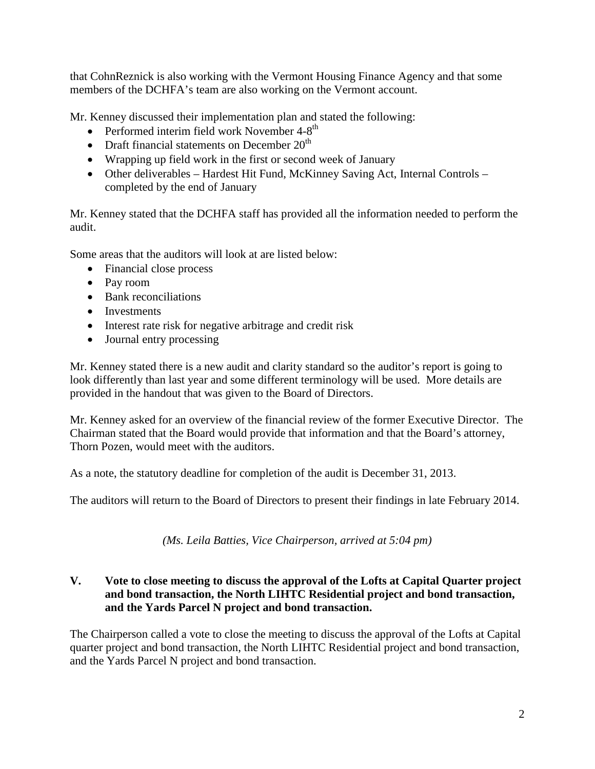that CohnReznick is also working with the Vermont Housing Finance Agency and that some members of the DCHFA's team are also working on the Vermont account.

Mr. Kenney discussed their implementation plan and stated the following:

- Performed interim field work November 4-8th
- Draft financial statements on December 20th
- Wrapping up field work in the first or second week of January
- Other deliverables – Hardest Hit Fund, McKinney Saving Act, Internal Controls – completed by the end of January

Mr. Kenney stated that the DCHFA staff has provided all the information needed to perform the audit.

Some areas that the auditors will look at are listed below:

- Financial close process
- Pay room
- Bank reconciliations
- Investments
- Interest rate risk for negative arbitrage and credit risk
- Journal entry processing

Mr. Kenney stated there is a new audit and clarity standard so the auditor's report is going to look differently than last year and some different terminology will be used. More details are provided in the handout that was given to the Board of Directors.

Mr. Kenney asked for an overview of the financial review of the former Executive Director. The Chairman stated that the Board would provide that information and that the Board's attorney, Thorn Pozen, would meet with the auditors.

As a note, the statutory deadline for completion of the audit is December 31, 2013.

The auditors will return to the Board of Directors to present their findings in late February 2014.

*(Ms. Leila Batties, Vice Chairperson, arrived at 5:04 pm)*

**V. Vote to close meeting to discuss the approval of the Lofts at Capital Quarter project and bond transaction, the North LIHTC Residential project and bond transaction, and the Yards Parcel N project and bond transaction.**

The Chairperson called a vote to close the meeting to discuss the approval of the Lofts at Capital quarter project and bond transaction, the North LIHTC Residential project and bond transaction, and the Yards Parcel N project and bond transaction.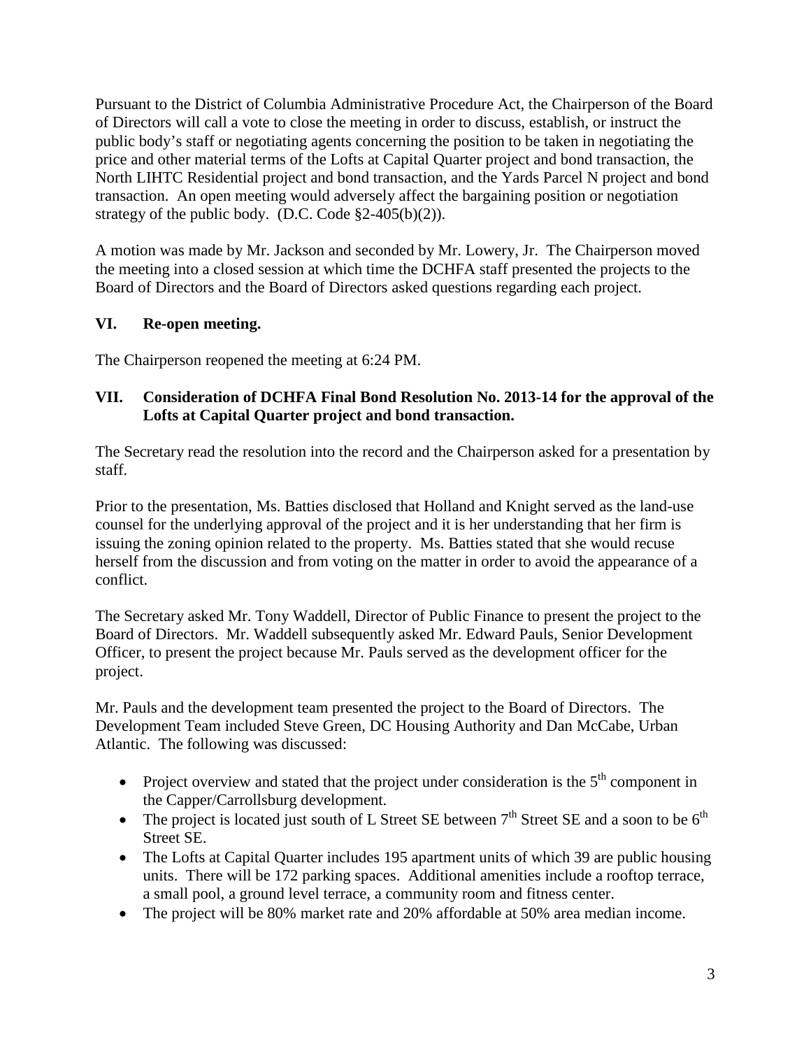Pursuant to the District of Columbia Administrative Procedure Act, the Chairperson of the Board of Directors will call a vote to close the meeting in order to discuss, establish, or instruct the public body's staff or negotiating agents concerning the position to be taken in negotiating the price and other material terms of the Lofts at Capital Quarter project and bond transaction, the North LIHTC Residential project and bond transaction, and the Yards Parcel N project and bond transaction. An open meeting would adversely affect the bargaining position or negotiation strategy of the public body. (D.C. Code §2-405(b)(2)).

A motion was made by Mr. Jackson and seconded by Mr. Lowery, Jr. The Chairperson moved the meeting into a closed session at which time the DCHFA staff presented the projects to the Board of Directors and the Board of Directors asked questions regarding each project.

## VI. Re-open meeting.

The Chairperson reopened the meeting at 6:24 PM.

## VII. Consideration of DCHFA Final Bond Resolution No. 2013-14 for the approval of the Lofts at Capital Quarter project and bond transaction.

The Secretary read the resolution into the record and the Chairperson asked for a presentation by staff.

Prior to the presentation, Ms. Batties disclosed that Holland and Knight served as the land-use counsel for the underlying approval of the project and it is her understanding that her firm is issuing the zoning opinion related to the property. Ms. Batties stated that she would recuse herself from the discussion and from voting on the matter in order to avoid the appearance of a conflict.

The Secretary asked Mr. Tony Waddell, Director of Public Finance to present the project to the Board of Directors. Mr. Waddell subsequently asked Mr. Edward Pauls, Senior Development Officer, to present the project because Mr. Pauls served as the development officer for the project.

Mr. Pauls and the development team presented the project to the Board of Directors. The Development Team included Steve Green, DC Housing Authority and Dan McCabe, Urban Atlantic. The following was discussed:

- Project overview and stated that the project under consideration is the 5th component in the Capper/Carrollsburg development.
- The project is located just south of L Street SE between 7th Street SE and a soon to be 6th Street SE.
- The Lofts at Capital Quarter includes 195 apartment units of which 39 are public housing units. There will be 172 parking spaces. Additional amenities include a rooftop terrace, a small pool, a ground level terrace, a community room and fitness center.
- The project will be 80% market rate and 20% affordable at 50% area median income.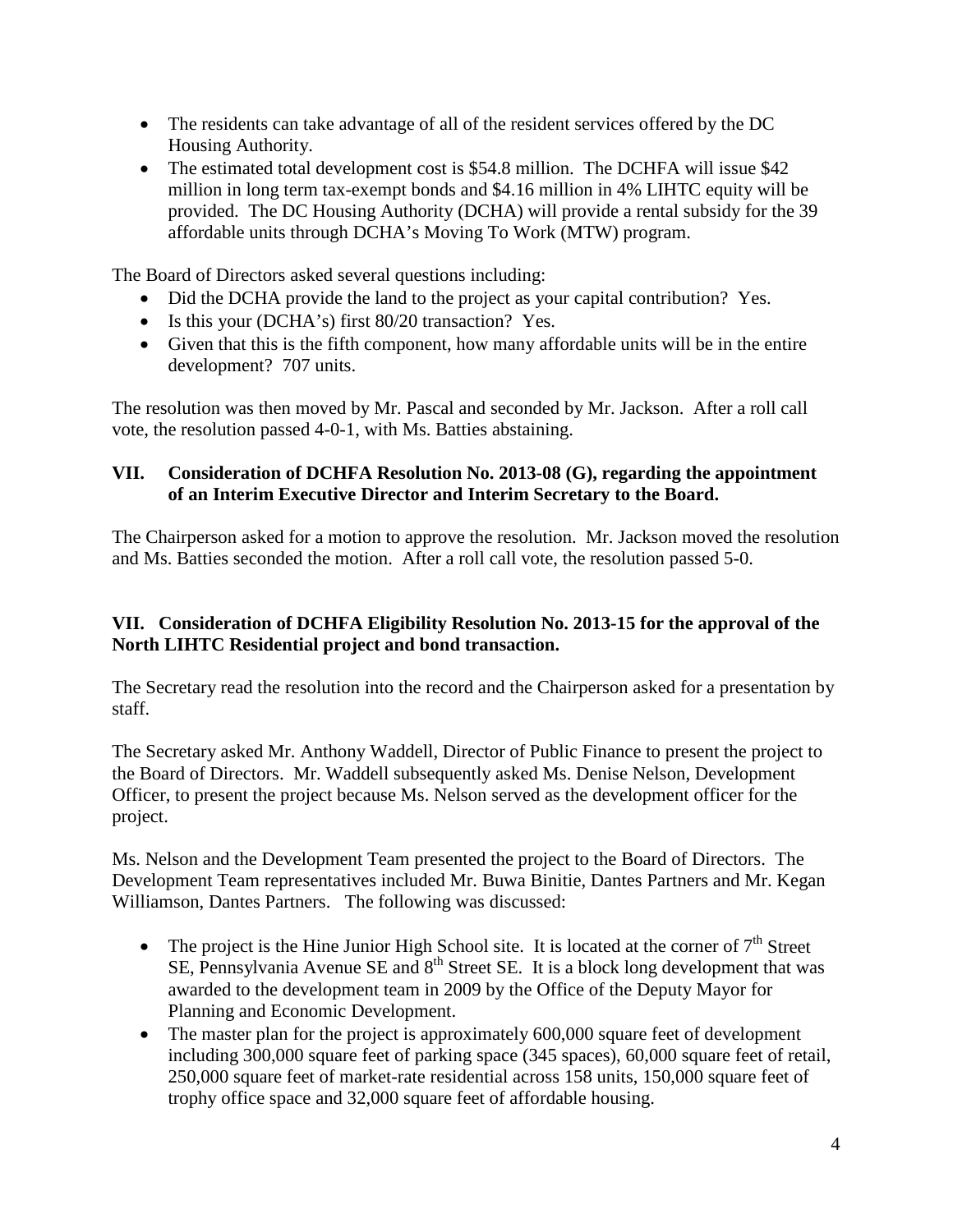- The residents can take advantage of all of the resident services offered by the DC Housing Authority.
- The estimated total development cost is $54.8 million. The DCHFA will issue $42 million in long term tax-exempt bonds and $4.16 million in 4% LIHTC equity will be provided. The DC Housing Authority (DCHA) will provide a rental subsidy for the 39 affordable units through DCHA's Moving To Work (MTW) program.

The Board of Directors asked several questions including:

- Did the DCHA provide the land to the project as your capital contribution? Yes.
- Is this your (DCHA's) first 80/20 transaction? Yes.
- Given that this is the fifth component, how many affordable units will be in the entire development? 707 units.

The resolution was then moved by Mr. Pascal and seconded by Mr. Jackson. After a roll call vote, the resolution passed 4-0-1, with Ms. Batties abstaining.

### VII. Consideration of DCHFA Resolution No. 2013-08 (G), regarding the appointment of an Interim Executive Director and Interim Secretary to the Board.

The Chairperson asked for a motion to approve the resolution. Mr. Jackson moved the resolution and Ms. Batties seconded the motion. After a roll call vote, the resolution passed 5-0.

### VII. Consideration of DCHFA Eligibility Resolution No. 2013-15 for the approval of the North LIHTC Residential project and bond transaction.

The Secretary read the resolution into the record and the Chairperson asked for a presentation by staff.

The Secretary asked Mr. Anthony Waddell, Director of Public Finance to present the project to the Board of Directors. Mr. Waddell subsequently asked Ms. Denise Nelson, Development Officer, to present the project because Ms. Nelson served as the development officer for the project.

Ms. Nelson and the Development Team presented the project to the Board of Directors. The Development Team representatives included Mr. Buwa Binitie, Dantes Partners and Mr. Kegan Williamson, Dantes Partners. The following was discussed:

- The project is the Hine Junior High School site. It is located at the corner of 7th Street SE, Pennsylvania Avenue SE and 8th Street SE. It is a block long development that was awarded to the development team in 2009 by the Office of the Deputy Mayor for Planning and Economic Development.
- The master plan for the project is approximately 600,000 square feet of development including 300,000 square feet of parking space (345 spaces), 60,000 square feet of retail, 250,000 square feet of market-rate residential across 158 units, 150,000 square feet of trophy office space and 32,000 square feet of affordable housing.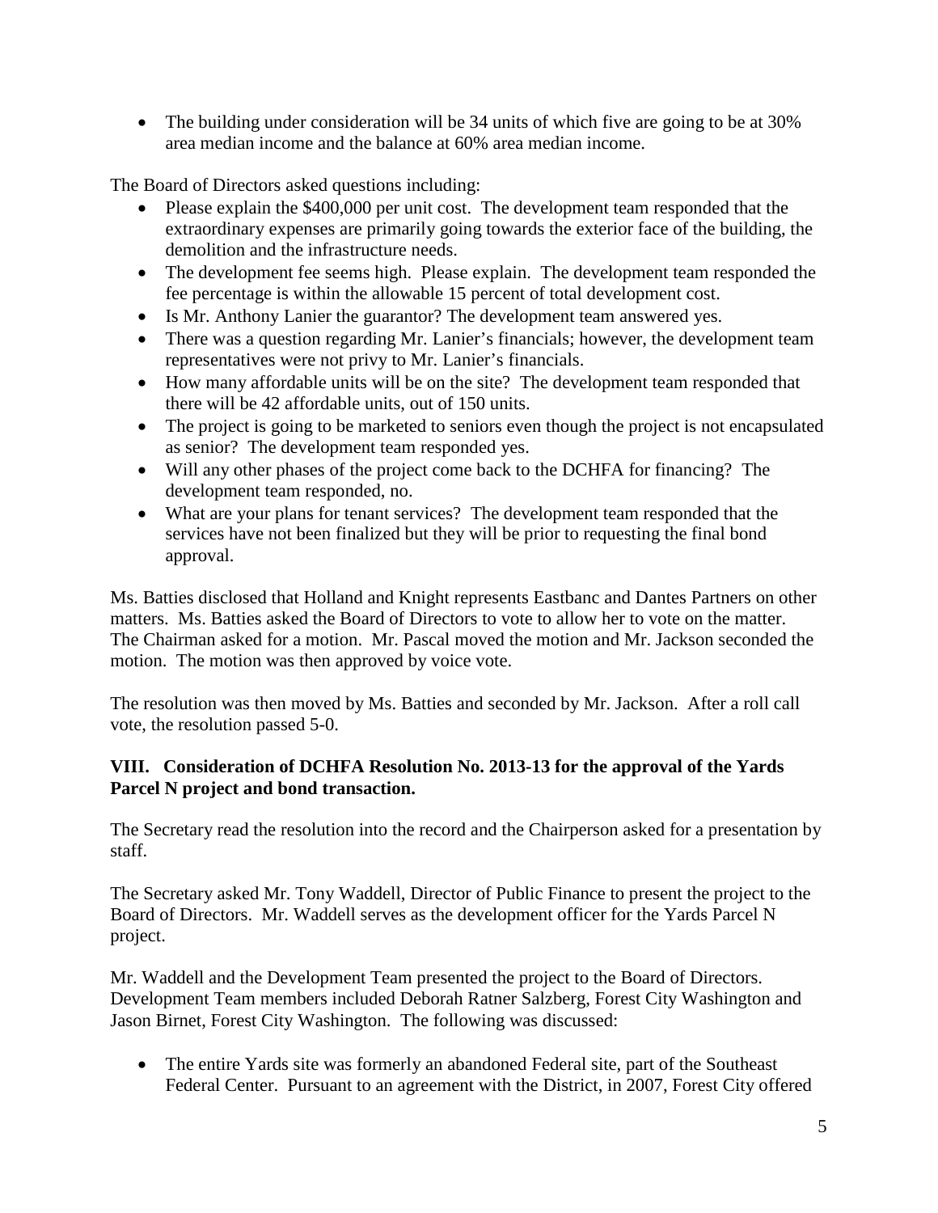- The building under consideration will be 34 units of which five are going to be at 30% area median income and the balance at 60% area median income.

The Board of Directors asked questions including:

- Please explain the $400,000 per unit cost. The development team responded that the extraordinary expenses are primarily going towards the exterior face of the building, the demolition and the infrastructure needs.
- The development fee seems high. Please explain. The development team responded the fee percentage is within the allowable 15 percent of total development cost.
- Is Mr. Anthony Lanier the guarantor? The development team answered yes.
- There was a question regarding Mr. Lanier's financials; however, the development team representatives were not privy to Mr. Lanier's financials.
- How many affordable units will be on the site? The development team responded that there will be 42 affordable units, out of 150 units.
- The project is going to be marketed to seniors even though the project is not encapsulated as senior? The development team responded yes.
- Will any other phases of the project come back to the DCHFA for financing? The development team responded, no.
- What are your plans for tenant services? The development team responded that the services have not been finalized but they will be prior to requesting the final bond approval.

Ms. Batties disclosed that Holland and Knight represents Eastbanc and Dantes Partners on other matters. Ms. Batties asked the Board of Directors to vote to allow her to vote on the matter. The Chairman asked for a motion. Mr. Pascal moved the motion and Mr. Jackson seconded the motion. The motion was then approved by voice vote.

The resolution was then moved by Ms. Batties and seconded by Mr. Jackson. After a roll call vote, the resolution passed 5-0.

**VIII. Consideration of DCHFA Resolution No. 2013-13 for the approval of the Yards Parcel N project and bond transaction.**

The Secretary read the resolution into the record and the Chairperson asked for a presentation by staff.

The Secretary asked Mr. Tony Waddell, Director of Public Finance to present the project to the Board of Directors. Mr. Waddell serves as the development officer for the Yards Parcel N project.

Mr. Waddell and the Development Team presented the project to the Board of Directors. Development Team members included Deborah Ratner Salzberg, Forest City Washington and Jason Birnet, Forest City Washington. The following was discussed:

- The entire Yards site was formerly an abandoned Federal site, part of the Southeast Federal Center. Pursuant to an agreement with the District, in 2007, Forest City offered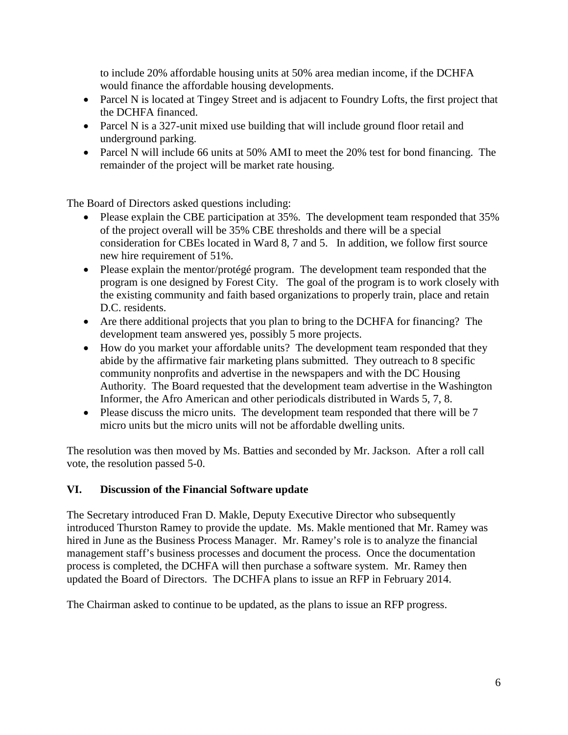to include 20% affordable housing units at 50% area median income, if the DCHFA would finance the affordable housing developments.

- Parcel N is located at Tingey Street and is adjacent to Foundry Lofts, the first project that the DCHFA financed.
- Parcel N is a 327-unit mixed use building that will include ground floor retail and underground parking.
- Parcel N will include 66 units at 50% AMI to meet the 20% test for bond financing. The remainder of the project will be market rate housing.

The Board of Directors asked questions including:

- Please explain the CBE participation at 35%. The development team responded that 35% of the project overall will be 35% CBE thresholds and there will be a special consideration for CBEs located in Ward 8, 7 and 5. In addition, we follow first source new hire requirement of 51%.
- Please explain the mentor/protégé program. The development team responded that the program is one designed by Forest City. The goal of the program is to work closely with the existing community and faith based organizations to properly train, place and retain D.C. residents.
- Are there additional projects that you plan to bring to the DCHFA for financing? The development team answered yes, possibly 5 more projects.
- How do you market your affordable units? The development team responded that they abide by the affirmative fair marketing plans submitted. They outreach to 8 specific community nonprofits and advertise in the newspapers and with the DC Housing Authority. The Board requested that the development team advertise in the Washington Informer, the Afro American and other periodicals distributed in Wards 5, 7, 8.
- Please discuss the micro units. The development team responded that there will be 7 micro units but the micro units will not be affordable dwelling units.

The resolution was then moved by Ms. Batties and seconded by Mr. Jackson. After a roll call vote, the resolution passed 5-0.

## VI. Discussion of the Financial Software update

The Secretary introduced Fran D. Makle, Deputy Executive Director who subsequently introduced Thurston Ramey to provide the update. Ms. Makle mentioned that Mr. Ramey was hired in June as the Business Process Manager. Mr. Ramey's role is to analyze the financial management staff's business processes and document the process. Once the documentation process is completed, the DCHFA will then purchase a software system. Mr. Ramey then updated the Board of Directors. The DCHFA plans to issue an RFP in February 2014.

The Chairman asked to continue to be updated, as the plans to issue an RFP progress.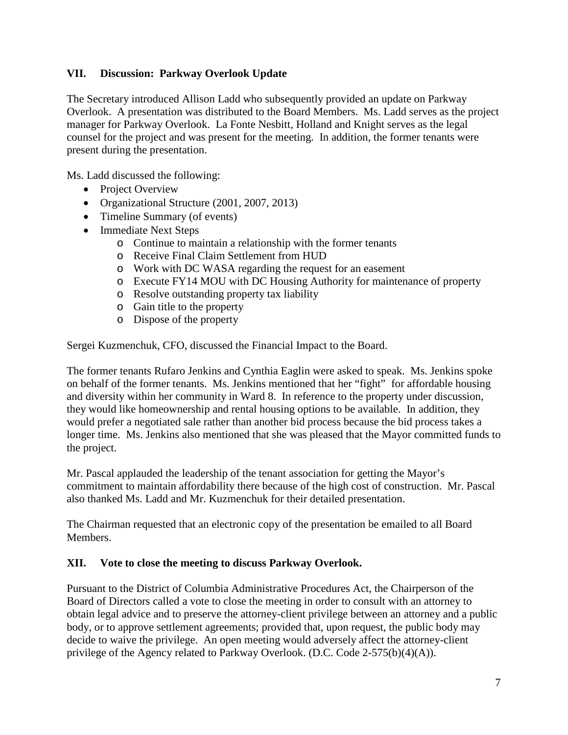### VII. Discussion: Parkway Overlook Update

The Secretary introduced Allison Ladd who subsequently provided an update on Parkway Overlook. A presentation was distributed to the Board Members. Ms. Ladd serves as the project manager for Parkway Overlook. La Fonte Nesbitt, Holland and Knight serves as the legal counsel for the project and was present for the meeting. In addition, the former tenants were present during the presentation.

Ms. Ladd discussed the following:

- Project Overview
- Organizational Structure (2001, 2007, 2013)
- Timeline Summary (of events)
- Immediate Next Steps
  - Continue to maintain a relationship with the former tenants
  - Receive Final Claim Settlement from HUD
  - Work with DC WASA regarding the request for an easement
  - Execute FY14 MOU with DC Housing Authority for maintenance of property
  - Resolve outstanding property tax liability
  - Gain title to the property
  - Dispose of the property

Sergei Kuzmenchuk, CFO, discussed the Financial Impact to the Board.

The former tenants Rufaro Jenkins and Cynthia Eaglin were asked to speak. Ms. Jenkins spoke on behalf of the former tenants. Ms. Jenkins mentioned that her "fight" for affordable housing and diversity within her community in Ward 8. In reference to the property under discussion, they would like homeownership and rental housing options to be available. In addition, they would prefer a negotiated sale rather than another bid process because the bid process takes a longer time. Ms. Jenkins also mentioned that she was pleased that the Mayor committed funds to the project.

Mr. Pascal applauded the leadership of the tenant association for getting the Mayor's commitment to maintain affordability there because of the high cost of construction. Mr. Pascal also thanked Ms. Ladd and Mr. Kuzmenchuk for their detailed presentation.

The Chairman requested that an electronic copy of the presentation be emailed to all Board Members.

### XII. Vote to close the meeting to discuss Parkway Overlook.

Pursuant to the District of Columbia Administrative Procedures Act, the Chairperson of the Board of Directors called a vote to close the meeting in order to consult with an attorney to obtain legal advice and to preserve the attorney-client privilege between an attorney and a public body, or to approve settlement agreements; provided that, upon request, the public body may decide to waive the privilege. An open meeting would adversely affect the attorney-client privilege of the Agency related to Parkway Overlook. (D.C. Code 2-575(b)(4)(A)).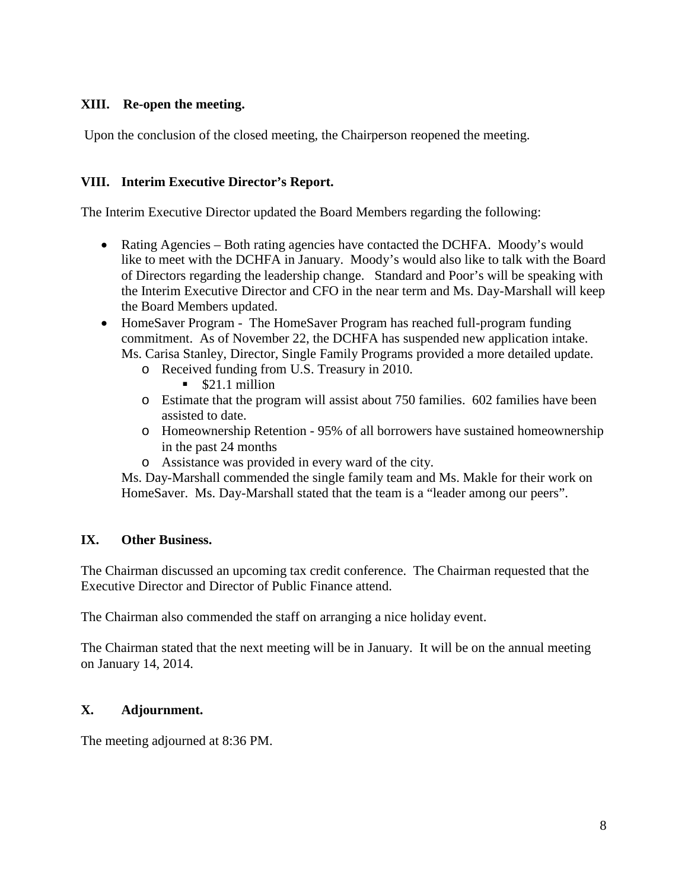## XIII. Re-open the meeting.

Upon the conclusion of the closed meeting, the Chairperson reopened the meeting.

## VIII. Interim Executive Director's Report.

The Interim Executive Director updated the Board Members regarding the following:

- Rating Agencies – Both rating agencies have contacted the DCHFA. Moody's would like to meet with the DCHFA in January. Moody's would also like to talk with the Board of Directors regarding the leadership change. Standard and Poor's will be speaking with the Interim Executive Director and CFO in the near term and Ms. Day-Marshall will keep the Board Members updated.
- HomeSaver Program - The HomeSaver Program has reached full-program funding commitment. As of November 22, the DCHFA has suspended new application intake. Ms. Carisa Stanley, Director, Single Family Programs provided a more detailed update.
    - Received funding from U.S. Treasury in 2010.
        - $21.1 million
    - Estimate that the program will assist about 750 families. 602 families have been assisted to date.
    - Homeownership Retention - 95% of all borrowers have sustained homeownership in the past 24 months
    - Assistance was provided in every ward of the city.

  Ms. Day-Marshall commended the single family team and Ms. Makle for their work on HomeSaver. Ms. Day-Marshall stated that the team is a "leader among our peers".

## IX. Other Business.

The Chairman discussed an upcoming tax credit conference. The Chairman requested that the Executive Director and Director of Public Finance attend.

The Chairman also commended the staff on arranging a nice holiday event.

The Chairman stated that the next meeting will be in January. It will be on the annual meeting on January 14, 2014.

## X. Adjournment.

The meeting adjourned at 8:36 PM.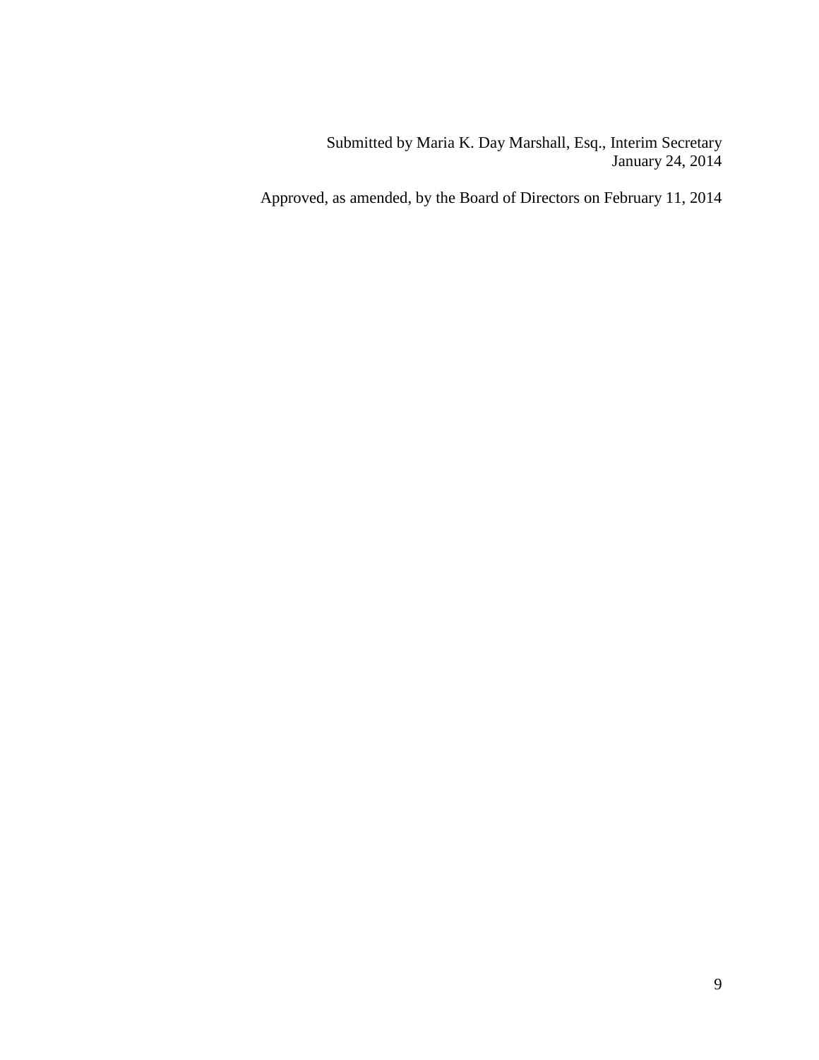Submitted by Maria K. Day Marshall, Esq., Interim Secretary
January 24, 2014

Approved, as amended, by the Board of Directors on February 11, 2014